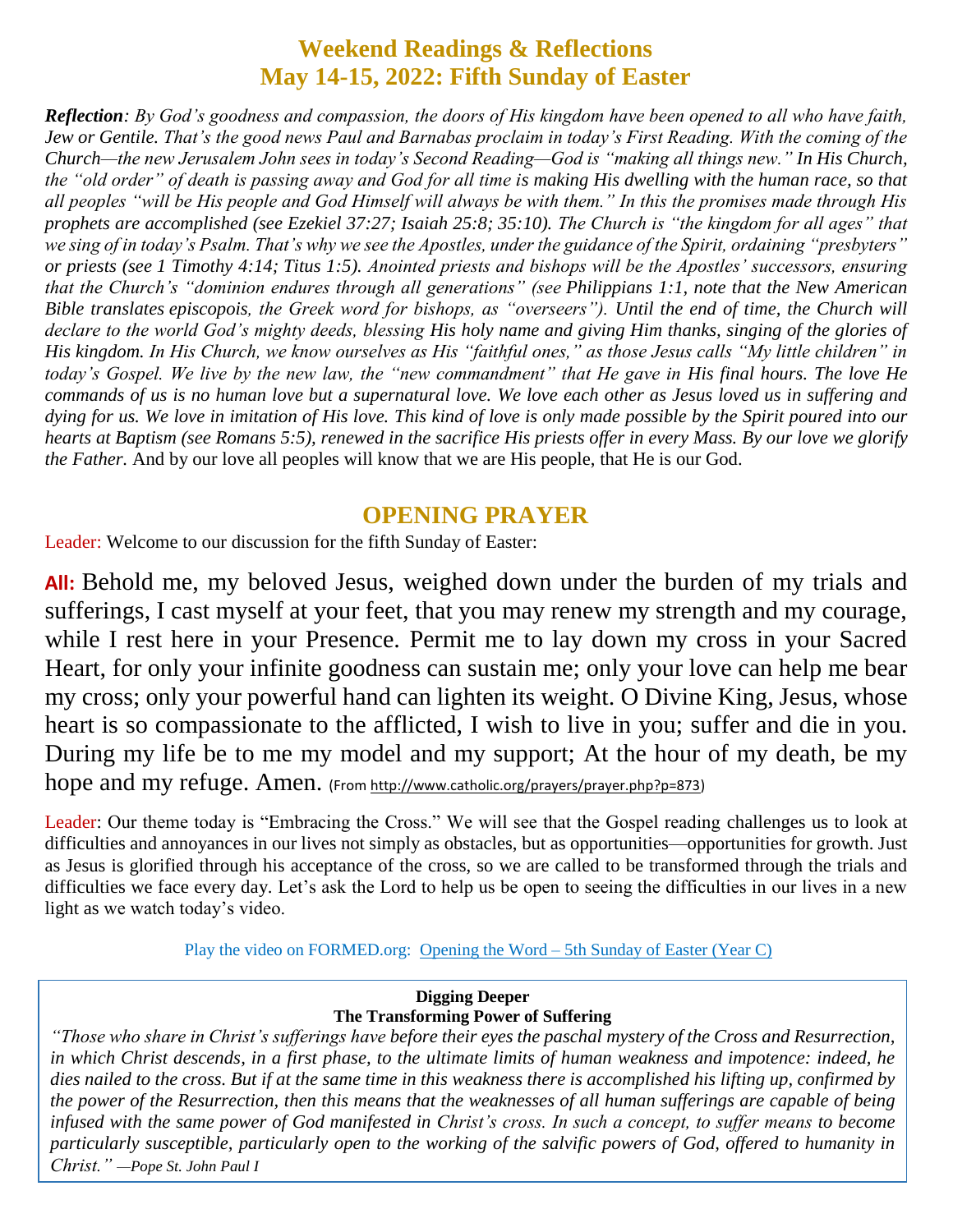# Weekend Readings & Reflections
# May 14-15, 2022: Fifth Sunday of Easter

***Reflection**: By God's goodness and compassion, the doors of His kingdom have been opened to all who have faith, Jew or Gentile. That's the good news Paul and Barnabas proclaim in today's First Reading. With the coming of the Church—the new Jerusalem John sees in today's Second Reading—God is "making all things new." In His Church, the "old order" of death is passing away and God for all time is making His dwelling with the human race, so that all peoples "will be His people and God Himself will always be with them." In this the promises made through His prophets are accomplished (see Ezekiel 37:27; Isaiah 25:8; 35:10). The Church is "the kingdom for all ages" that we sing of in today's Psalm. That's why we see the Apostles, under the guidance of the Spirit, ordaining "presbyters" or priests (see 1 Timothy 4:14; Titus 1:5). Anointed priests and bishops will be the Apostles' successors, ensuring that the Church's "dominion endures through all generations" (see Philippians 1:1, note that the New American Bible translates episcopois, the Greek word for bishops, as "overseers"). Until the end of time, the Church will declare to the world God's mighty deeds, blessing His holy name and giving Him thanks, singing of the glories of His kingdom. In His Church, we know ourselves as His "faithful ones," as those Jesus calls "My little children" in today's Gospel. We live by the new law, the "new commandment" that He gave in His final hours. The love He commands of us is no human love but a supernatural love. We love each other as Jesus loved us in suffering and dying for us. We love in imitation of His love. This kind of love is only made possible by the Spirit poured into our hearts at Baptism (see Romans 5:5), renewed in the sacrifice His priests offer in every Mass. By our love we glorify the Father.* And by our love all peoples will know that we are His people, that He is our God.

## OPENING PRAYER

Leader: Welcome to our discussion for the fifth Sunday of Easter:

**All:** Behold me, my beloved Jesus, weighed down under the burden of my trials and sufferings, I cast myself at your feet, that you may renew my strength and my courage, while I rest here in your Presence. Permit me to lay down my cross in your Sacred Heart, for only your infinite goodness can sustain me; only your love can help me bear my cross; only your powerful hand can lighten its weight. O Divine King, Jesus, whose heart is so compassionate to the afflicted, I wish to live in you; suffer and die in you. During my life be to me my model and my support; At the hour of my death, be my hope and my refuge. Amen. (From http://www.catholic.org/prayers/prayer.php?p=873)

Leader: Our theme today is "Embracing the Cross." We will see that the Gospel reading challenges us to look at difficulties and annoyances in our lives not simply as obstacles, but as opportunities—opportunities for growth. Just as Jesus is glorified through his acceptance of the cross, so we are called to be transformed through the trials and difficulties we face every day. Let's ask the Lord to help us be open to seeing the difficulties in our lives in a new light as we watch today's video.

Play the video on FORMED.org: Opening the Word – 5th Sunday of Easter (Year C)

**Digging Deeper**
**The Transforming Power of Suffering**

*"Those who share in Christ's sufferings have before their eyes the paschal mystery of the Cross and Resurrection, in which Christ descends, in a first phase, to the ultimate limits of human weakness and impotence: indeed, he dies nailed to the cross. But if at the same time in this weakness there is accomplished his lifting up, confirmed by the power of the Resurrection, then this means that the weaknesses of all human sufferings are capable of being infused with the same power of God manifested in Christ's cross. In such a concept, to suffer means to become particularly susceptible, particularly open to the working of the salvific powers of God, offered to humanity in Christ." —Pope St. John Paul I*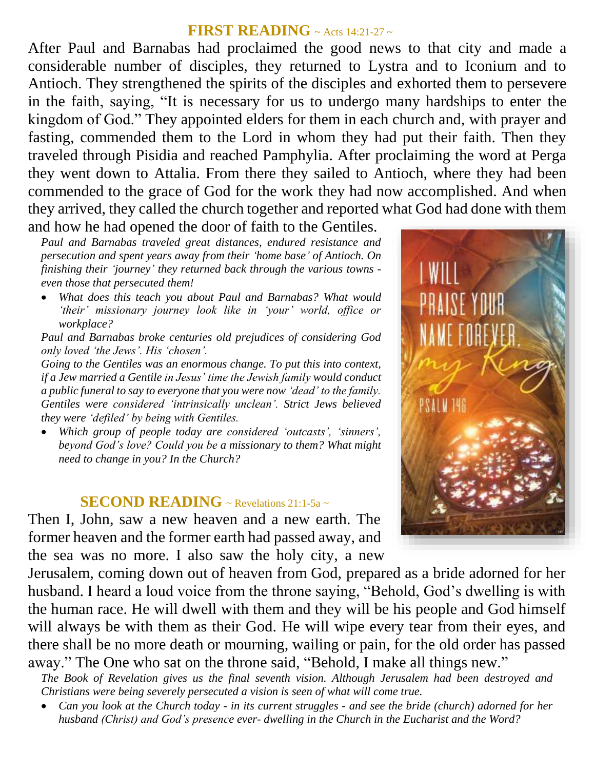## FIRST READING ~ Acts 14:21-27 ~

After Paul and Barnabas had proclaimed the good news to that city and made a considerable number of disciples, they returned to Lystra and to Iconium and to Antioch. They strengthened the spirits of the disciples and exhorted them to persevere in the faith, saying, "It is necessary for us to undergo many hardships to enter the kingdom of God." They appointed elders for them in each church and, with prayer and fasting, commended them to the Lord in whom they had put their faith. Then they traveled through Pisidia and reached Pamphylia. After proclaiming the word at Perga they went down to Attalia. From there they sailed to Antioch, where they had been commended to the grace of God for the work they had now accomplished. And when they arrived, they called the church together and reported what God had done with them and how he had opened the door of faith to the Gentiles.

*Paul and Barnabas traveled great distances, endured resistance and persecution and spent years away from their 'home base' of Antioch. On finishing their 'journey' they returned back through the various towns - even those that persecuted them!*

- *What does this teach you about Paul and Barnabas? What would 'their' missionary journey look like in 'your' world, office or workplace?*

*Paul and Barnabas broke centuries old prejudices of considering God only loved 'the Jews'. His 'chosen'.*

*Going to the Gentiles was an enormous change. To put this into context, if a Jew married a Gentile in Jesus' time the Jewish family would conduct a public funeral to say to everyone that you were now 'dead' to the family. Gentiles were considered 'intrinsically unclean'. Strict Jews believed they were 'defiled' by being with Gentiles.*

- *Which group of people today are considered 'outcasts', 'sinners', beyond God's love? Could you be a missionary to them? What might need to change in you? In the Church?*

I WILL PRAISE YOUR NAME FOREVER, my King. PSALM 146

## SECOND READING ~ Revelations 21:1-5a ~

Then I, John, saw a new heaven and a new earth. The former heaven and the former earth had passed away, and the sea was no more. I also saw the holy city, a new Jerusalem, coming down out of heaven from God, prepared as a bride adorned for her husband. I heard a loud voice from the throne saying, "Behold, God's dwelling is with the human race. He will dwell with them and they will be his people and God himself will always be with them as their God. He will wipe every tear from their eyes, and there shall be no more death or mourning, wailing or pain, for the old order has passed away." The One who sat on the throne said, "Behold, I make all things new."

*The Book of Revelation gives us the final seventh vision. Although Jerusalem had been destroyed and Christians were being severely persecuted a vision is seen of what will come true.*

- *Can you look at the Church today - in its current struggles - and see the bride (church) adorned for her husband (Christ) and God's presence ever- dwelling in the Church in the Eucharist and the Word?*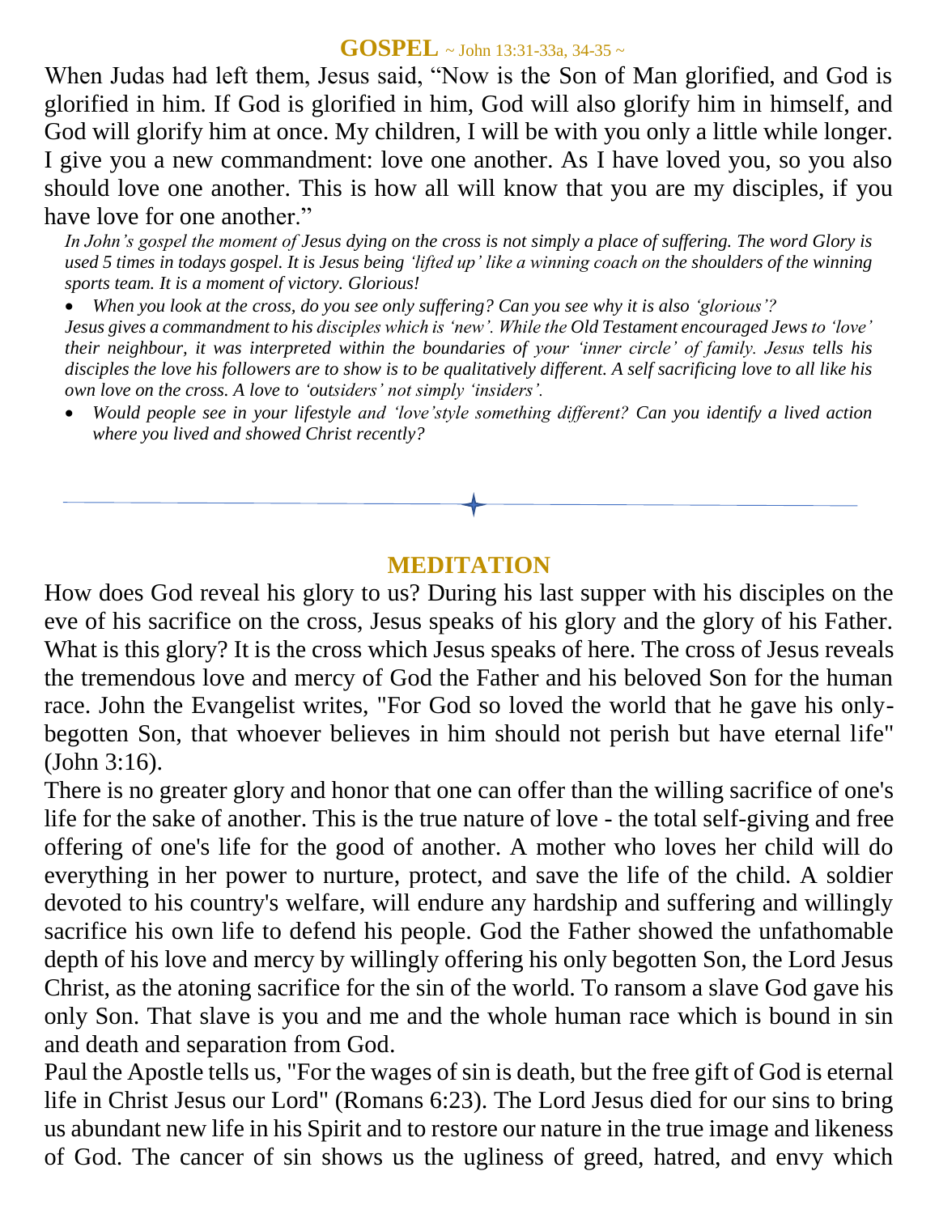## GOSPEL ~ John 13:31-33a, 34-35 ~

When Judas had left them, Jesus said, “Now is the Son of Man glorified, and God is glorified in him. If God is glorified in him, God will also glorify him in himself, and God will glorify him at once. My children, I will be with you only a little while longer. I give you a new commandment: love one another. As I have loved you, so you also should love one another. This is how all will know that you are my disciples, if you have love for one another.”

*In John’s gospel the moment of Jesus dying on the cross is not simply a place of suffering. The word Glory is used 5 times in todays gospel. It is Jesus being ‘lifted up’ like a winning coach on the shoulders of the winning sports team. It is a moment of victory. Glorious!*

- *When you look at the cross, do you see only suffering? Can you see why it is also ‘glorious’?*

*Jesus gives a commandment to his disciples which is ‘new’. While the Old Testament encouraged Jews to ‘love’ their neighbour, it was interpreted within the boundaries of your ‘inner circle’ of family. Jesus tells his disciples the love his followers are to show is to be qualitatively different. A self sacrificing love to all like his own love on the cross. A love to ‘outsiders’ not simply ‘insiders’.*

- *Would people see in your lifestyle and ‘love’style something different? Can you identify a lived action where you lived and showed Christ recently?*

---

## MEDITATION

How does God reveal his glory to us? During his last supper with his disciples on the eve of his sacrifice on the cross, Jesus speaks of his glory and the glory of his Father. What is this glory? It is the cross which Jesus speaks of here. The cross of Jesus reveals the tremendous love and mercy of God the Father and his beloved Son for the human race. John the Evangelist writes, "For God so loved the world that he gave his only-begotten Son, that whoever believes in him should not perish but have eternal life" (John 3:16).

There is no greater glory and honor that one can offer than the willing sacrifice of one's life for the sake of another. This is the true nature of love - the total self-giving and free offering of one's life for the good of another. A mother who loves her child will do everything in her power to nurture, protect, and save the life of the child. A soldier devoted to his country's welfare, will endure any hardship and suffering and willingly sacrifice his own life to defend his people. God the Father showed the unfathomable depth of his love and mercy by willingly offering his only begotten Son, the Lord Jesus Christ, as the atoning sacrifice for the sin of the world. To ransom a slave God gave his only Son. That slave is you and me and the whole human race which is bound in sin and death and separation from God.

Paul the Apostle tells us, "For the wages of sin is death, but the free gift of God is eternal life in Christ Jesus our Lord" (Romans 6:23). The Lord Jesus died for our sins to bring us abundant new life in his Spirit and to restore our nature in the true image and likeness of God. The cancer of sin shows us the ugliness of greed, hatred, and envy which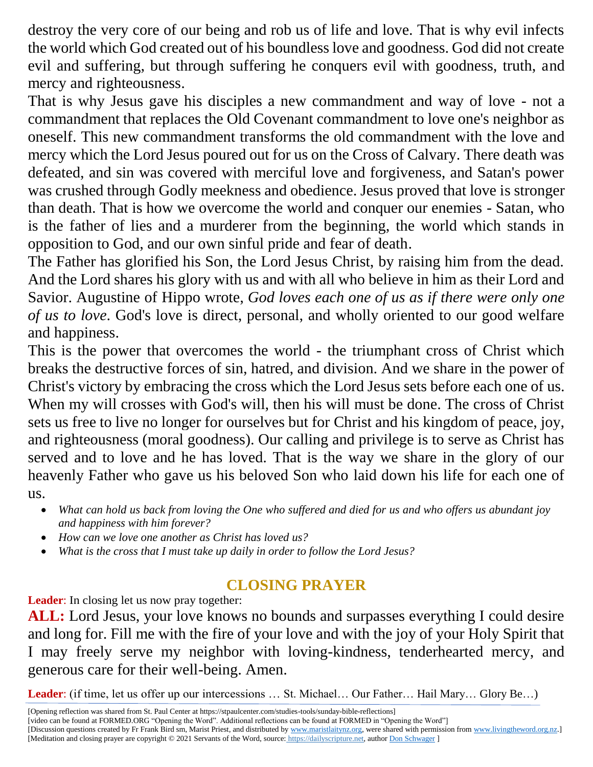destroy the very core of our being and rob us of life and love. That is why evil infects the world which God created out of his boundless love and goodness. God did not create evil and suffering, but through suffering he conquers evil with goodness, truth, and mercy and righteousness.

That is why Jesus gave his disciples a new commandment and way of love - not a commandment that replaces the Old Covenant commandment to love one's neighbor as oneself. This new commandment transforms the old commandment with the love and mercy which the Lord Jesus poured out for us on the Cross of Calvary. There death was defeated, and sin was covered with merciful love and forgiveness, and Satan's power was crushed through Godly meekness and obedience. Jesus proved that love is stronger than death. That is how we overcome the world and conquer our enemies - Satan, who is the father of lies and a murderer from the beginning, the world which stands in opposition to God, and our own sinful pride and fear of death.

The Father has glorified his Son, the Lord Jesus Christ, by raising him from the dead. And the Lord shares his glory with us and with all who believe in him as their Lord and Savior. Augustine of Hippo wrote, *God loves each one of us as if there were only one of us to love*. God's love is direct, personal, and wholly oriented to our good welfare and happiness.

This is the power that overcomes the world - the triumphant cross of Christ which breaks the destructive forces of sin, hatred, and division. And we share in the power of Christ's victory by embracing the cross which the Lord Jesus sets before each one of us. When my will crosses with God's will, then his will must be done. The cross of Christ sets us free to live no longer for ourselves but for Christ and his kingdom of peace, joy, and righteousness (moral goodness). Our calling and privilege is to serve as Christ has served and to love and he has loved. That is the way we share in the glory of our heavenly Father who gave us his beloved Son who laid down his life for each one of us.

- *What can hold us back from loving the One who suffered and died for us and who offers us abundant joy and happiness with him forever?*
- *How can we love one another as Christ has loved us?*
- *What is the cross that I must take up daily in order to follow the Lord Jesus?*

## CLOSING PRAYER

**Leader**: In closing let us now pray together:

**ALL:** Lord Jesus, your love knows no bounds and surpasses everything I could desire and long for. Fill me with the fire of your love and with the joy of your Holy Spirit that I may freely serve my neighbor with loving-kindness, tenderhearted mercy, and generous care for their well-being. Amen.

**Leader**: (if time, let us offer up our intercessions … St. Michael… Our Father… Hail Mary… Glory Be…)

[Opening reflection was shared from St. Paul Center at https://stpaulcenter.com/studies-tools/sunday-bible-reflections]
[video can be found at FORMED.ORG "Opening the Word". Additional reflections can be found at FORMED in "Opening the Word"]
[Discussion questions created by Fr Frank Bird sm, Marist Priest, and distributed by www.maristlaitynz.org, were shared with permission from www.livingtheword.org.nz.]
[Meditation and closing prayer are copyright © 2021 Servants of the Word, source: https://dailyscripture.net, author Don Schwager ]